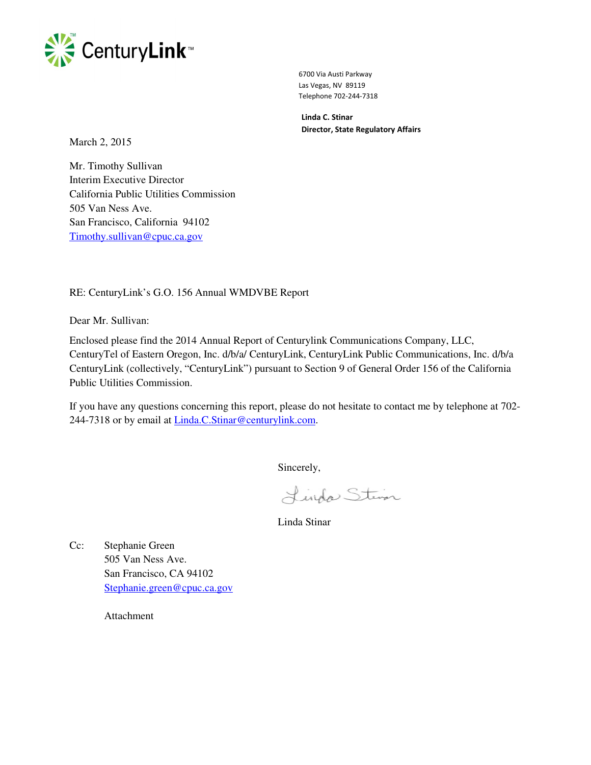CenturyLink™

6700 Via Austi Parkway
Las Vegas, NV 89119
Telephone 702-244-7318

**Linda C. Stinar**
**Director, State Regulatory Affairs**

March 2, 2015

Mr. Timothy Sullivan
Interim Executive Director
California Public Utilities Commission
505 Van Ness Ave.
San Francisco, California 94102
Timothy.sullivan@cpuc.ca.gov

RE: CenturyLink's G.O. 156 Annual WMDVBE Report

Dear Mr. Sullivan:

Enclosed please find the 2014 Annual Report of Centurylink Communications Company, LLC, CenturyTel of Eastern Oregon, Inc. d/b/a/ CenturyLink, CenturyLink Public Communications, Inc. d/b/a CenturyLink (collectively, "CenturyLink") pursuant to Section 9 of General Order 156 of the California Public Utilities Commission.

If you have any questions concerning this report, please do not hesitate to contact me by telephone at 702-244-7318 or by email at Linda.C.Stinar@centurylink.com.

Sincerely,

Linda Stinar

Cc: Stephanie Green
505 Van Ness Ave.
San Francisco, CA 94102
Stephanie.green@cpuc.ca.gov

Attachment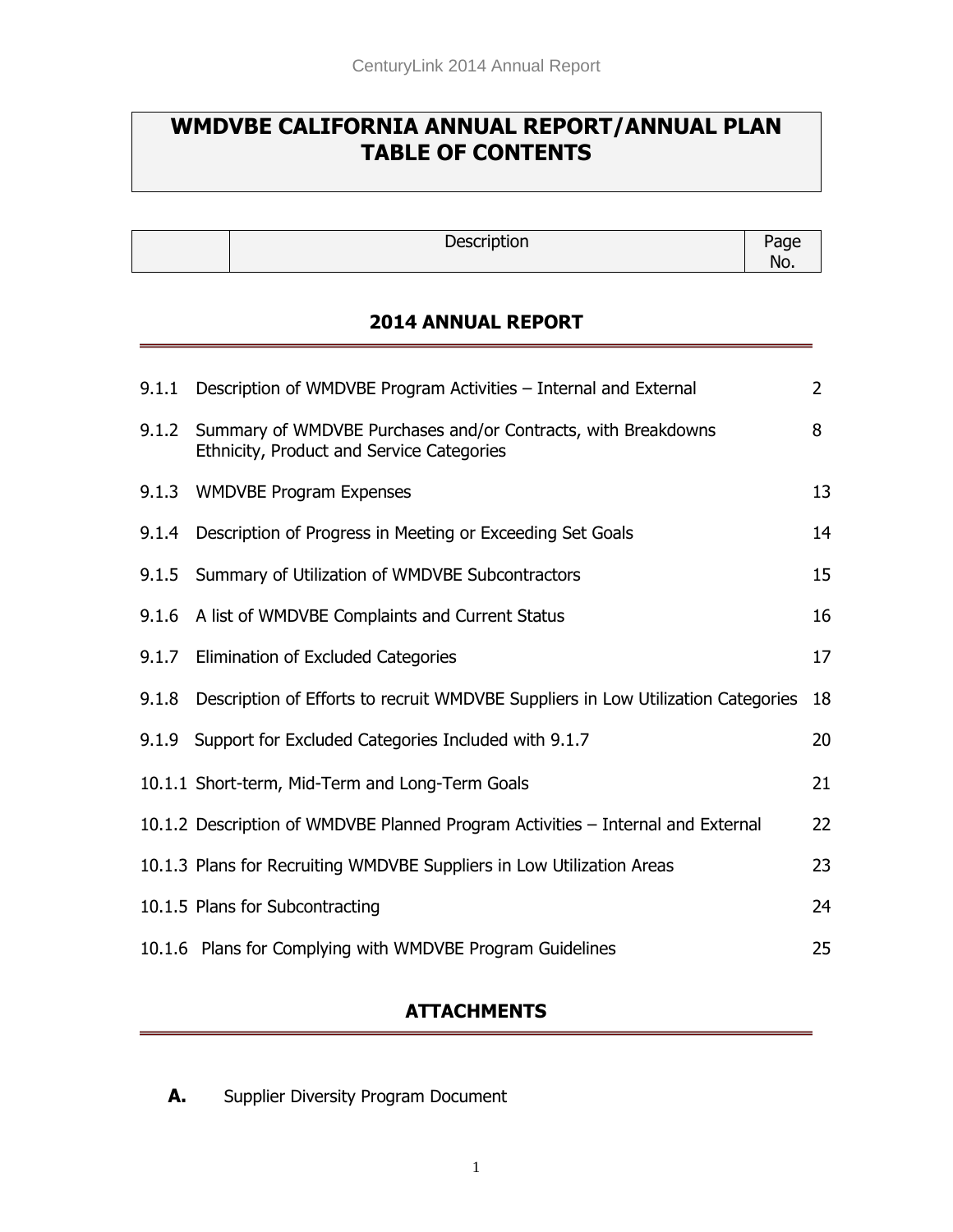# WMDVBE CALIFORNIA ANNUAL REPORT/ANNUAL PLAN TABLE OF CONTENTS

| | Description | Page No. |
|---|---|---|

## 2014 ANNUAL REPORT

| | | |
|---|---|---|
| 9.1.1 | Description of WMDVBE Program Activities – Internal and External | 2 |
| 9.1.2 | Summary of WMDVBE Purchases and/or Contracts, with Breakdowns Ethnicity, Product and Service Categories | 8 |
| 9.1.3 | WMDVBE Program Expenses | 13 |
| 9.1.4 | Description of Progress in Meeting or Exceeding Set Goals | 14 |
| 9.1.5 | Summary of Utilization of WMDVBE Subcontractors | 15 |
| 9.1.6 | A list of WMDVBE Complaints and Current Status | 16 |
| 9.1.7 | Elimination of Excluded Categories | 17 |
| 9.1.8 | Description of Efforts to recruit WMDVBE Suppliers in Low Utilization Categories | 18 |
| 9.1.9 | Support for Excluded Categories Included with 9.1.7 | 20 |
| 10.1.1 | Short-term, Mid-Term and Long-Term Goals | 21 |
| 10.1.2 | Description of WMDVBE Planned Program Activities – Internal and External | 22 |
| 10.1.3 | Plans for Recruiting WMDVBE Suppliers in Low Utilization Areas | 23 |
| 10.1.5 | Plans for Subcontracting | 24 |
| 10.1.6 | Plans for Complying with WMDVBE Program Guidelines | 25 |

## ATTACHMENTS

**A.** Supplier Diversity Program Document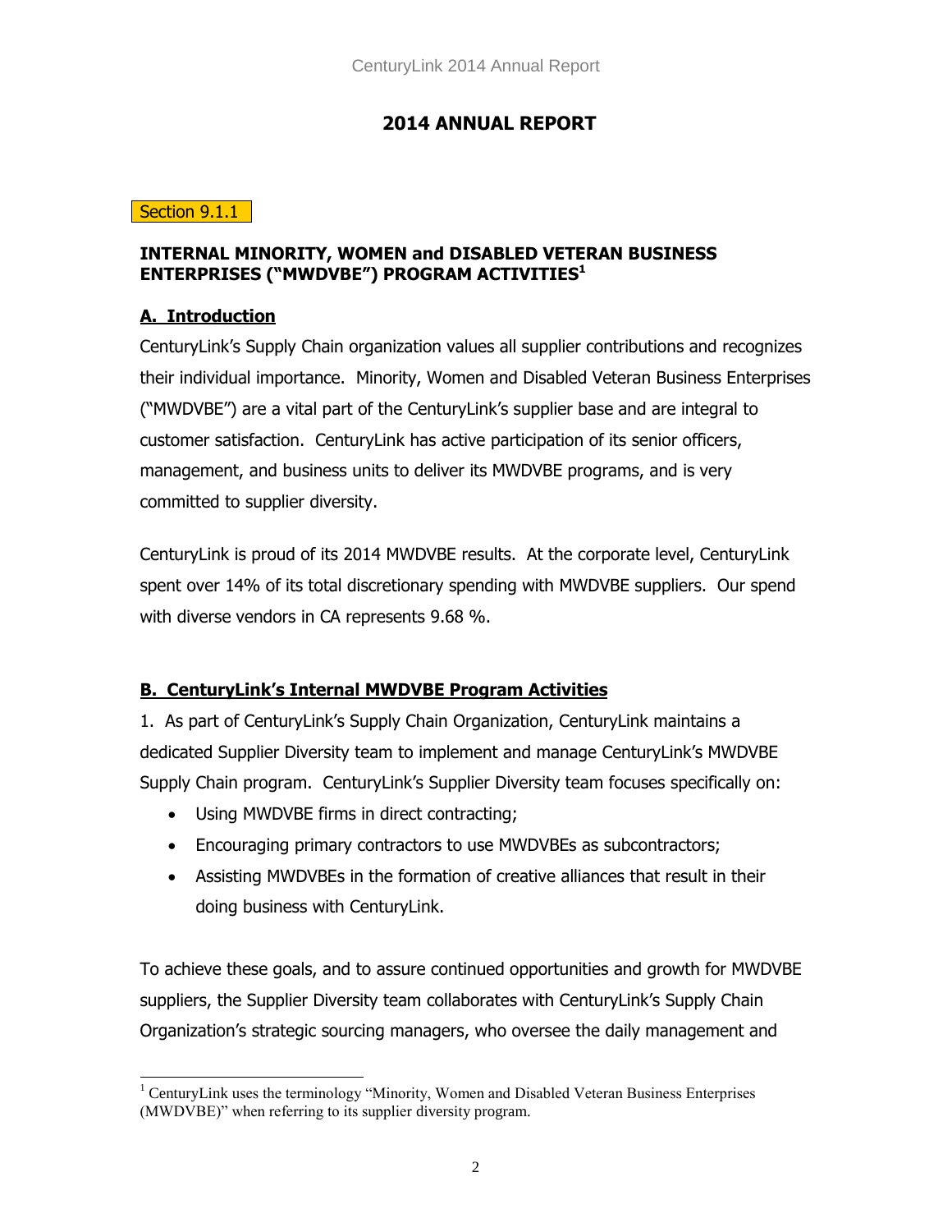# 2014 ANNUAL REPORT

Section 9.1.1

## INTERNAL MINORITY, WOMEN and DISABLED VETERAN BUSINESS ENTERPRISES ("MWDVBE") PROGRAM ACTIVITIES[1]

### A. Introduction

CenturyLink's Supply Chain organization values all supplier contributions and recognizes their individual importance. Minority, Women and Disabled Veteran Business Enterprises ("MWDVBE") are a vital part of the CenturyLink's supplier base and are integral to customer satisfaction. CenturyLink has active participation of its senior officers, management, and business units to deliver its MWDVBE programs, and is very committed to supplier diversity.

CenturyLink is proud of its 2014 MWDVBE results. At the corporate level, CenturyLink spent over 14% of its total discretionary spending with MWDVBE suppliers. Our spend with diverse vendors in CA represents 9.68 %.

### B. CenturyLink's Internal MWDVBE Program Activities

1. As part of CenturyLink's Supply Chain Organization, CenturyLink maintains a dedicated Supplier Diversity team to implement and manage CenturyLink's MWDVBE Supply Chain program. CenturyLink's Supplier Diversity team focuses specifically on:

- Using MWDVBE firms in direct contracting;
- Encouraging primary contractors to use MWDVBEs as subcontractors;
- Assisting MWDVBEs in the formation of creative alliances that result in their doing business with CenturyLink.

To achieve these goals, and to assure continued opportunities and growth for MWDVBE suppliers, the Supplier Diversity team collaborates with CenturyLink's Supply Chain Organization's strategic sourcing managers, who oversee the daily management and

[1] CenturyLink uses the terminology "Minority, Women and Disabled Veteran Business Enterprises (MWDVBE)" when referring to its supplier diversity program.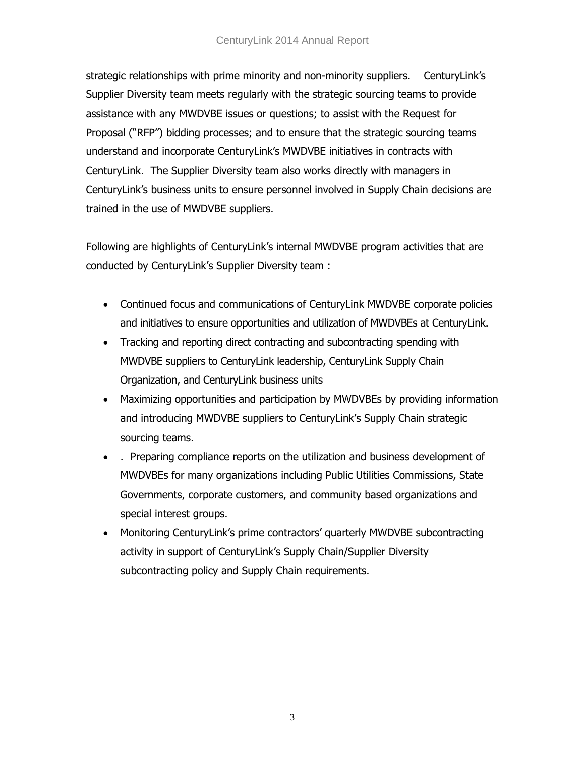strategic relationships with prime minority and non-minority suppliers. CenturyLink's Supplier Diversity team meets regularly with the strategic sourcing teams to provide assistance with any MWDVBE issues or questions; to assist with the Request for Proposal ("RFP") bidding processes; and to ensure that the strategic sourcing teams understand and incorporate CenturyLink's MWDVBE initiatives in contracts with CenturyLink. The Supplier Diversity team also works directly with managers in CenturyLink's business units to ensure personnel involved in Supply Chain decisions are trained in the use of MWDVBE suppliers.

Following are highlights of CenturyLink's internal MWDVBE program activities that are conducted by CenturyLink's Supplier Diversity team :

- Continued focus and communications of CenturyLink MWDVBE corporate policies and initiatives to ensure opportunities and utilization of MWDVBEs at CenturyLink.
- Tracking and reporting direct contracting and subcontracting spending with MWDVBE suppliers to CenturyLink leadership, CenturyLink Supply Chain Organization, and CenturyLink business units
- Maximizing opportunities and participation by MWDVBEs by providing information and introducing MWDVBE suppliers to CenturyLink's Supply Chain strategic sourcing teams.
- . Preparing compliance reports on the utilization and business development of MWDVBEs for many organizations including Public Utilities Commissions, State Governments, corporate customers, and community based organizations and special interest groups.
- Monitoring CenturyLink's prime contractors' quarterly MWDVBE subcontracting activity in support of CenturyLink's Supply Chain/Supplier Diversity subcontracting policy and Supply Chain requirements.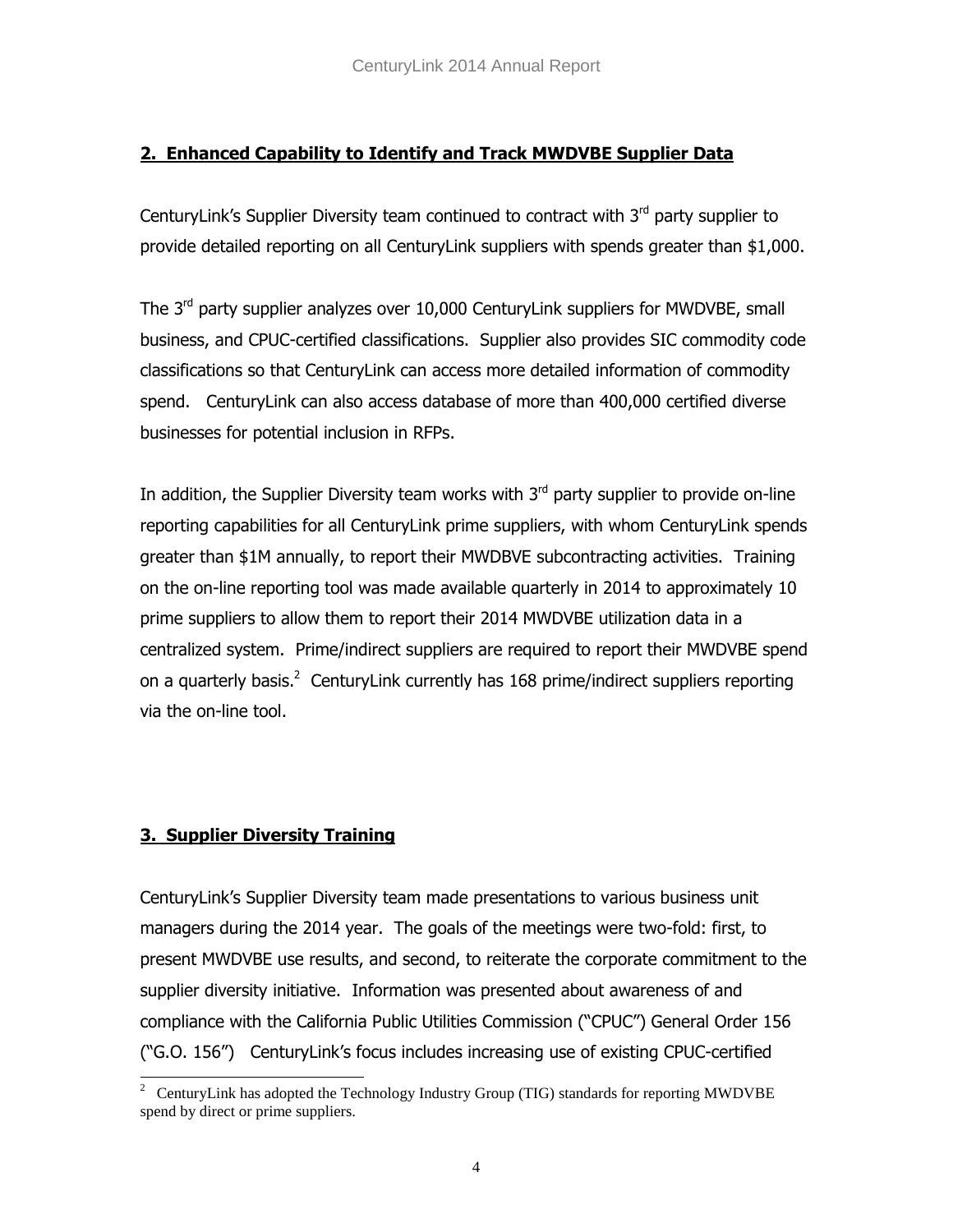## 2. Enhanced Capability to Identify and Track MWDVBE Supplier Data

CenturyLink's Supplier Diversity team continued to contract with 3rd party supplier to provide detailed reporting on all CenturyLink suppliers with spends greater than $1,000.

The 3rd party supplier analyzes over 10,000 CenturyLink suppliers for MWDVBE, small business, and CPUC-certified classifications. Supplier also provides SIC commodity code classifications so that CenturyLink can access more detailed information of commodity spend. CenturyLink can also access database of more than 400,000 certified diverse businesses for potential inclusion in RFPs.

In addition, the Supplier Diversity team works with 3rd party supplier to provide on-line reporting capabilities for all CenturyLink prime suppliers, with whom CenturyLink spends greater than $1M annually, to report their MWDBVE subcontracting activities. Training on the on-line reporting tool was made available quarterly in 2014 to approximately 10 prime suppliers to allow them to report their 2014 MWDVBE utilization data in a centralized system. Prime/indirect suppliers are required to report their MWDVBE spend on a quarterly basis.[2] CenturyLink currently has 168 prime/indirect suppliers reporting via the on-line tool.

## 3. Supplier Diversity Training

CenturyLink's Supplier Diversity team made presentations to various business unit managers during the 2014 year. The goals of the meetings were two-fold: first, to present MWDVBE use results, and second, to reiterate the corporate commitment to the supplier diversity initiative. Information was presented about awareness of and compliance with the California Public Utilities Commission ("CPUC") General Order 156 ("G.O. 156") CenturyLink's focus includes increasing use of existing CPUC-certified

---

[2] CenturyLink has adopted the Technology Industry Group (TIG) standards for reporting MWDVBE spend by direct or prime suppliers.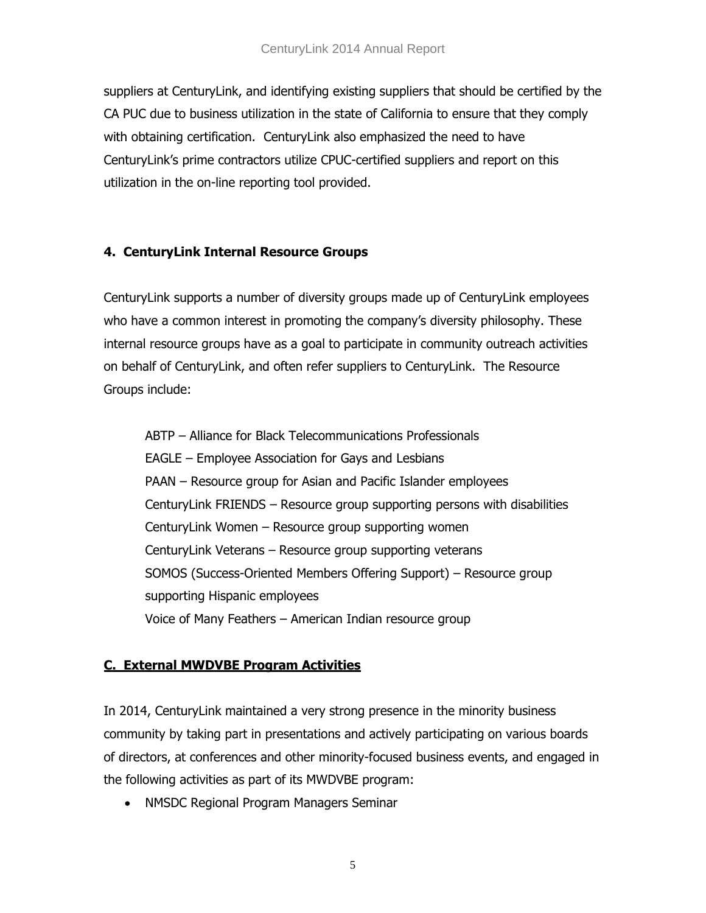suppliers at CenturyLink, and identifying existing suppliers that should be certified by the CA PUC due to business utilization in the state of California to ensure that they comply with obtaining certification. CenturyLink also emphasized the need to have CenturyLink's prime contractors utilize CPUC-certified suppliers and report on this utilization in the on-line reporting tool provided.

### 4. CenturyLink Internal Resource Groups

CenturyLink supports a number of diversity groups made up of CenturyLink employees who have a common interest in promoting the company's diversity philosophy. These internal resource groups have as a goal to participate in community outreach activities on behalf of CenturyLink, and often refer suppliers to CenturyLink. The Resource Groups include:

ABTP – Alliance for Black Telecommunications Professionals
EAGLE – Employee Association for Gays and Lesbians
PAAN – Resource group for Asian and Pacific Islander employees
CenturyLink FRIENDS – Resource group supporting persons with disabilities
CenturyLink Women – Resource group supporting women
CenturyLink Veterans – Resource group supporting veterans
SOMOS (Success-Oriented Members Offering Support) – Resource group supporting Hispanic employees
Voice of Many Feathers – American Indian resource group

## C. External MWDVBE Program Activities

In 2014, CenturyLink maintained a very strong presence in the minority business community by taking part in presentations and actively participating on various boards of directors, at conferences and other minority-focused business events, and engaged in the following activities as part of its MWDVBE program:

- NMSDC Regional Program Managers Seminar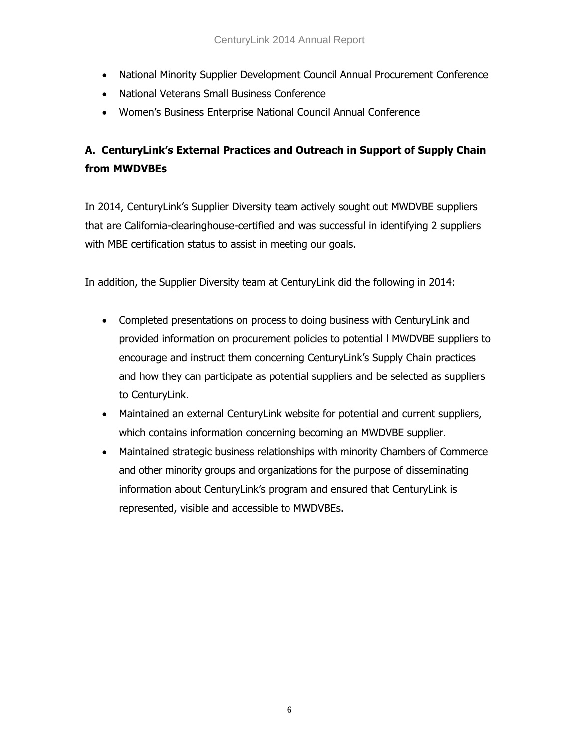- National Minority Supplier Development Council Annual Procurement Conference
- National Veterans Small Business Conference
- Women's Business Enterprise National Council Annual Conference

## A. CenturyLink's External Practices and Outreach in Support of Supply Chain from MWDVBEs

In 2014, CenturyLink's Supplier Diversity team actively sought out MWDVBE suppliers that are California-clearinghouse-certified and was successful in identifying 2 suppliers with MBE certification status to assist in meeting our goals.

In addition, the Supplier Diversity team at CenturyLink did the following in 2014:

- Completed presentations on process to doing business with CenturyLink and provided information on procurement policies to potential l MWDVBE suppliers to encourage and instruct them concerning CenturyLink's Supply Chain practices and how they can participate as potential suppliers and be selected as suppliers to CenturyLink.
- Maintained an external CenturyLink website for potential and current suppliers, which contains information concerning becoming an MWDVBE supplier.
- Maintained strategic business relationships with minority Chambers of Commerce and other minority groups and organizations for the purpose of disseminating information about CenturyLink's program and ensured that CenturyLink is represented, visible and accessible to MWDVBEs.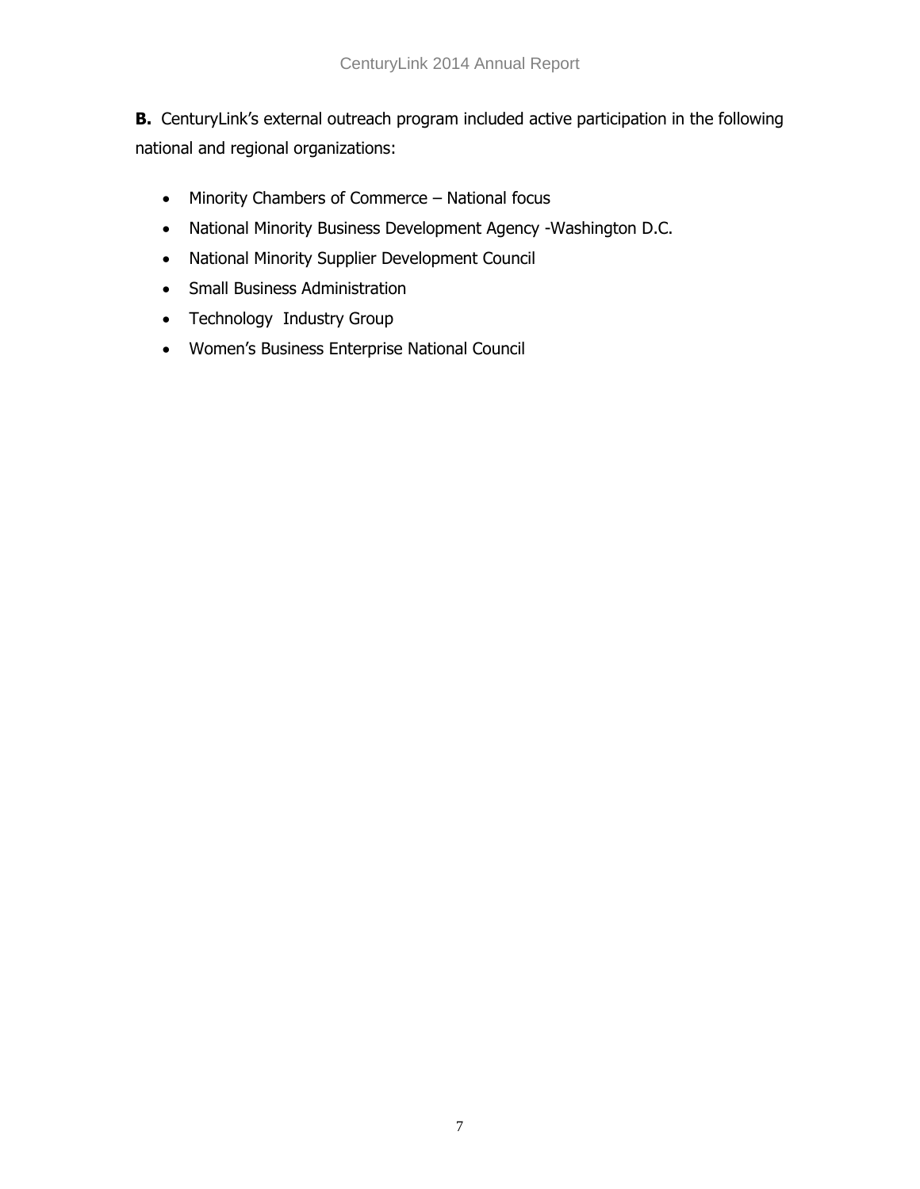**B.** CenturyLink's external outreach program included active participation in the following national and regional organizations:

- Minority Chambers of Commerce – National focus
- National Minority Business Development Agency -Washington D.C.
- National Minority Supplier Development Council
- Small Business Administration
- Technology Industry Group
- Women's Business Enterprise National Council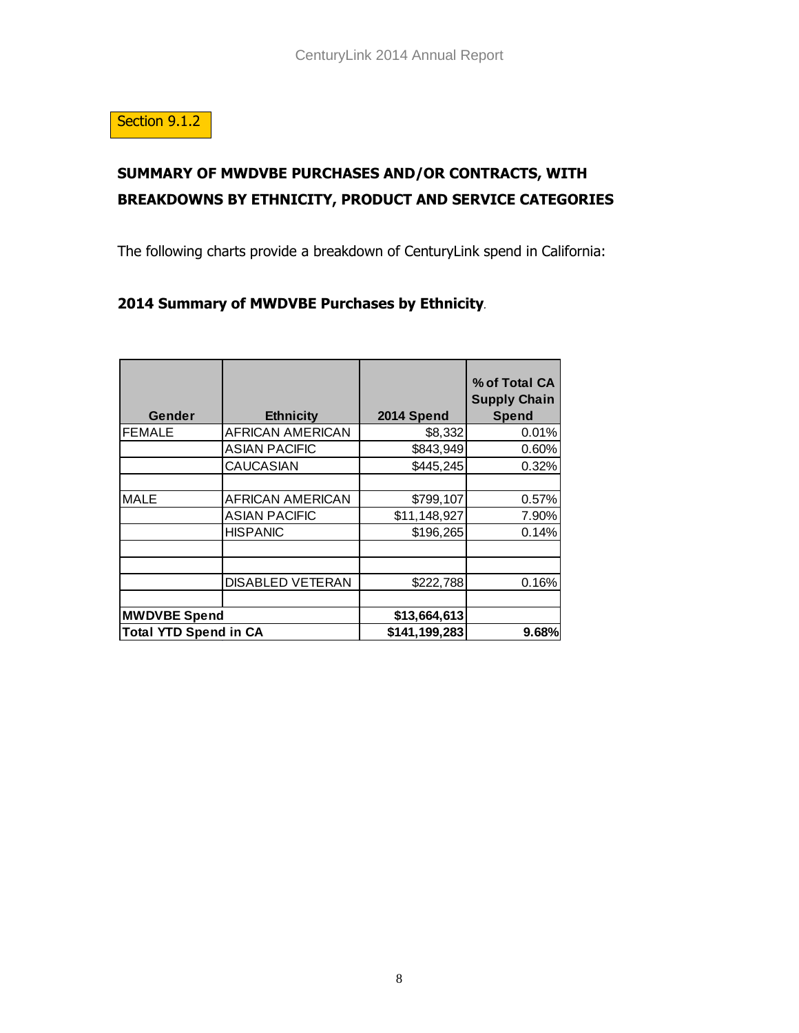Section 9.1.2

## SUMMARY OF MWDVBE PURCHASES AND/OR CONTRACTS, WITH BREAKDOWNS BY ETHNICITY, PRODUCT AND SERVICE CATEGORIES

The following charts provide a breakdown of CenturyLink spend in California:

### 2014 Summary of MWDVBE Purchases by Ethnicity.

| Gender | Ethnicity | 2014 Spend | % of Total CA Supply Chain Spend |
|---|---|---|---|
| FEMALE | AFRICAN AMERICAN | $8,332 | 0.01% |
| | ASIAN PACIFIC | $843,949 | 0.60% |
| | CAUCASIAN | $445,245 | 0.32% |
| | | | |
| MALE | AFRICAN AMERICAN | $799,107 | 0.57% |
| | ASIAN PACIFIC | $11,148,927 | 7.90% |
| | HISPANIC | $196,265 | 0.14% |
| | | | |
| | | | |
| | DISABLED VETERAN | $222,788 | 0.16% |
| | | | |
| **MWDVBE Spend** | | **$13,664,613** | |
| **Total YTD Spend in CA** | | **$141,199,283** | **9.68%** |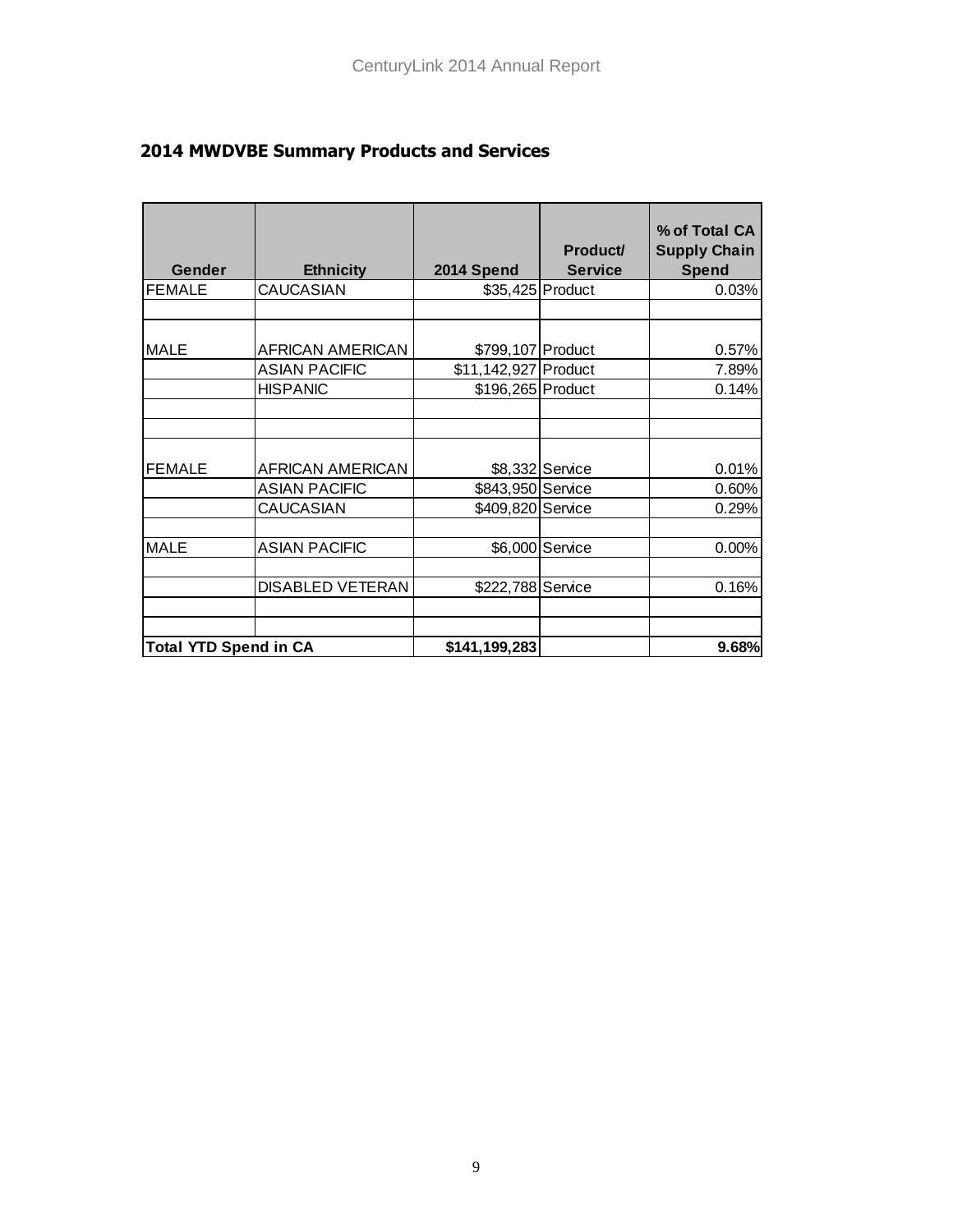## 2014 MWDVBE Summary Products and Services

| Gender | Ethnicity | 2014 Spend | Product/ Service | % of Total CA Supply Chain Spend |
|---|---|---|---|---|
| FEMALE | CAUCASIAN | $35,425 | Product | 0.03% |
| | | | | |
| MALE | AFRICAN AMERICAN | $799,107 | Product | 0.57% |
| | ASIAN PACIFIC | $11,142,927 | Product | 7.89% |
| | HISPANIC | $196,265 | Product | 0.14% |
| | | | | |
| | | | | |
| FEMALE | AFRICAN AMERICAN | $8,332 | Service | 0.01% |
| | ASIAN PACIFIC | $843,950 | Service | 0.60% |
| | CAUCASIAN | $409,820 | Service | 0.29% |
| | | | | |
| MALE | ASIAN PACIFIC | $6,000 | Service | 0.00% |
| | | | | |
| | DISABLED VETERAN | $222,788 | Service | 0.16% |
| | | | | |
| | | | | |
| **Total YTD Spend in CA** | | **$141,199,283** | | **9.68%** |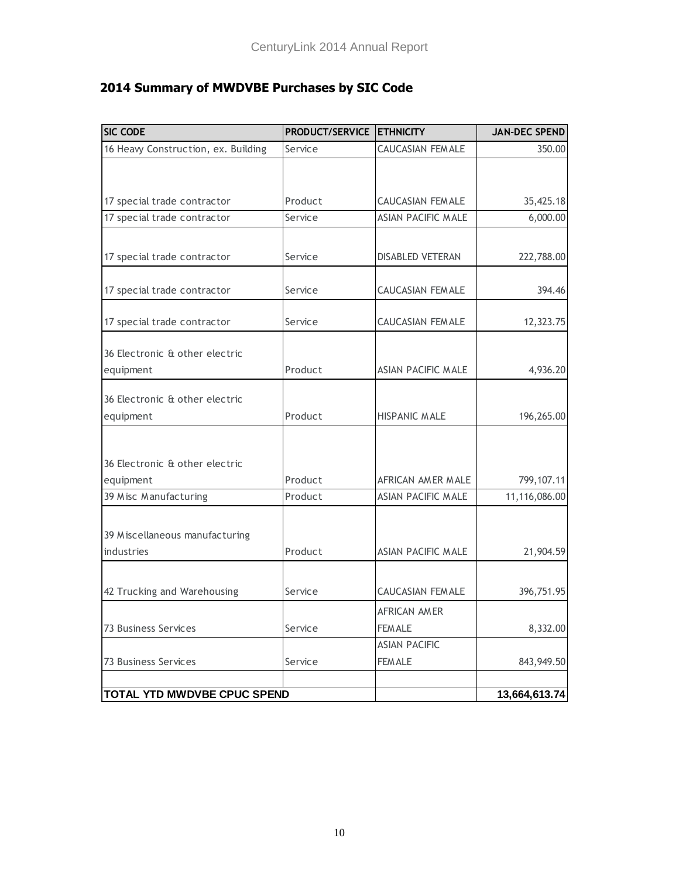## 2014 Summary of MWDVBE Purchases by SIC Code

| SIC CODE | PRODUCT/SERVICE | ETHNICITY | JAN-DEC SPEND |
|---|---|---|---|
| 16 Heavy Construction, ex. Building | Service | CAUCASIAN FEMALE | 350.00 |
| 17 special trade contractor | Product | CAUCASIAN FEMALE | 35,425.18 |
| 17 special trade contractor | Service | ASIAN PACIFIC MALE | 6,000.00 |
| 17 special trade contractor | Service | DISABLED VETERAN | 222,788.00 |
| 17 special trade contractor | Service | CAUCASIAN FEMALE | 394.46 |
| 17 special trade contractor | Service | CAUCASIAN FEMALE | 12,323.75 |
| 36 Electronic & other electric equipment | Product | ASIAN PACIFIC MALE | 4,936.20 |
| 36 Electronic & other electric equipment | Product | HISPANIC MALE | 196,265.00 |
| 36 Electronic & other electric equipment | Product | AFRICAN AMER MALE | 799,107.11 |
| 39 Misc Manufacturing | Product | ASIAN PACIFIC MALE | 11,116,086.00 |
| 39 Miscellaneous manufacturing industries | Product | ASIAN PACIFIC MALE | 21,904.59 |
| 42 Trucking and Warehousing | Service | CAUCASIAN FEMALE | 396,751.95 |
| 73 Business Services | Service | AFRICAN AMER FEMALE | 8,332.00 |
| 73 Business Services | Service | ASIAN PACIFIC FEMALE | 843,949.50 |
| | | | |
| **TOTAL YTD MWDVBE CPUC SPEND** | | | **13,664,613.74** |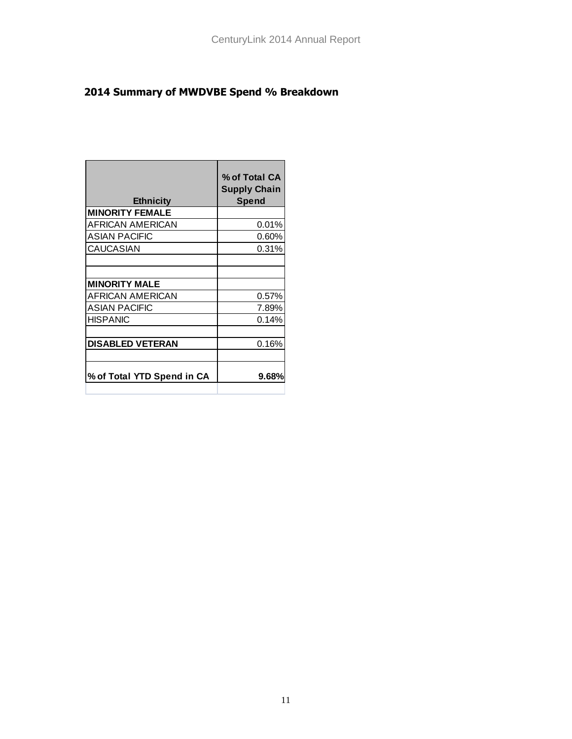## 2014 Summary of MWDVBE Spend % Breakdown

| Ethnicity | % of Total CA Supply Chain Spend |
|---|---|
| **MINORITY FEMALE** | |
| AFRICAN AMERICAN | 0.01% |
| ASIAN PACIFIC | 0.60% |
| CAUCASIAN | 0.31% |
| | |
| | |
| **MINORITY MALE** | |
| AFRICAN AMERICAN | 0.57% |
| ASIAN PACIFIC | 7.89% |
| HISPANIC | 0.14% |
| | |
| **DISABLED VETERAN** | 0.16% |
| | |
| **% of Total YTD Spend in CA** | **9.68%** |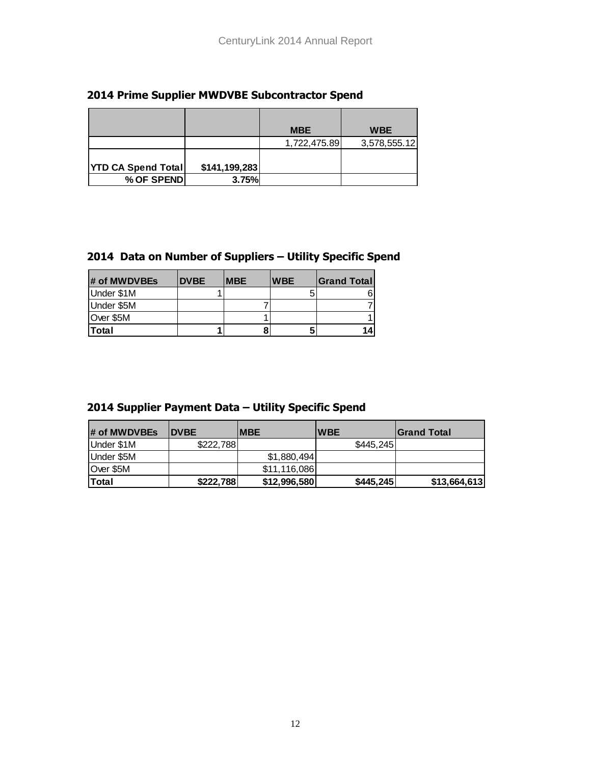## 2014 Prime Supplier MWDVBE Subcontractor Spend

| | | MBE | WBE |
|---|---|---|---|
| | | 1,722,475.89 | 3,578,555.12 |
| **YTD CA Spend Total** | **$141,199,283** | | |
| **% OF SPEND** | **3.75%** | | |

## 2014 Data on Number of Suppliers – Utility Specific Spend

| # of MWDVBEs | DVBE | MBE | WBE | Grand Total |
|---|---|---|---|---|
| Under $1M | 1 | | 5 | 6 |
| Under $5M | | 7 | | 7 |
| Over $5M | | 1 | | 1 |
| **Total** | **1** | **8** | **5** | **14** |

## 2014 Supplier Payment Data – Utility Specific Spend

| # of MWDVBEs | DVBE | MBE | WBE | Grand Total |
|---|---|---|---|---|
| Under $1M | $222,788 | | $445,245 | |
| Under $5M | | $1,880,494 | | |
| Over $5M | | $11,116,086 | | |
| **Total** | **$222,788** | **$12,996,580** | **$445,245** | **$13,664,613** |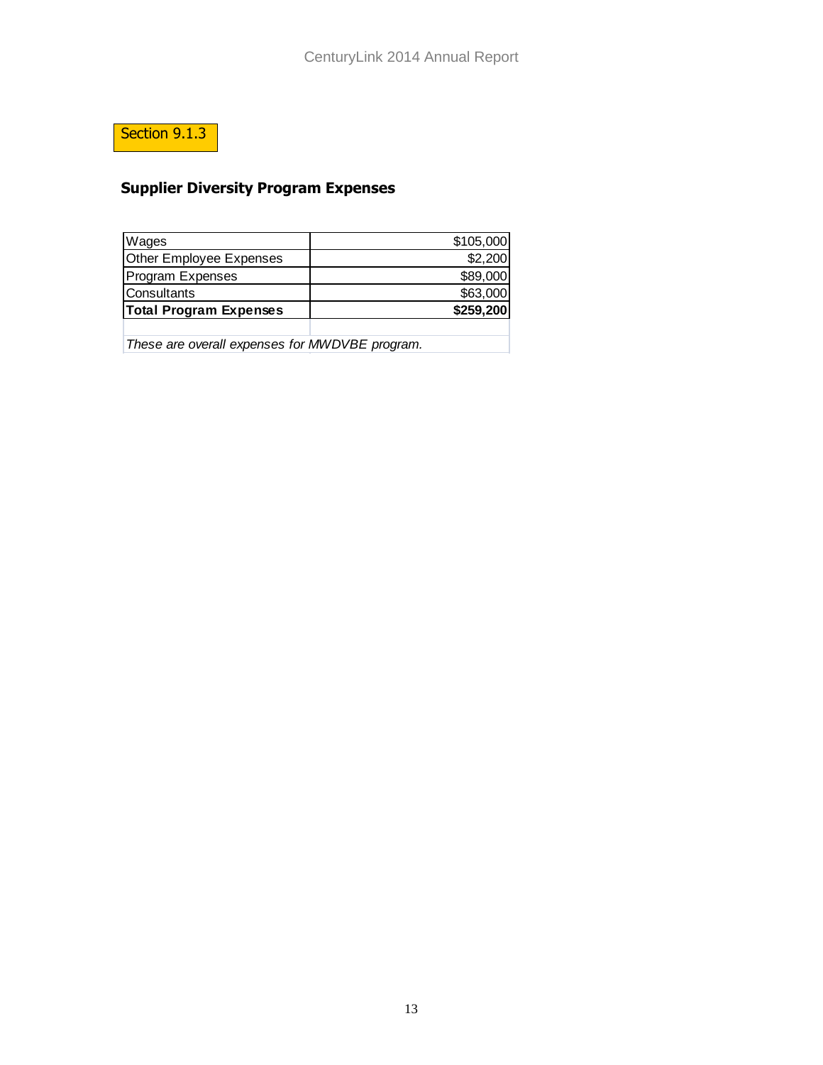Section 9.1.3

## Supplier Diversity Program Expenses

| | |
|---|---:|
| Wages | $105,000 |
| Other Employee Expenses | $2,200 |
| Program Expenses | $89,000 |
| Consultants | $63,000 |
| **Total Program Expenses** | **$259,200** |

*These are overall expenses for MWDVBE program.*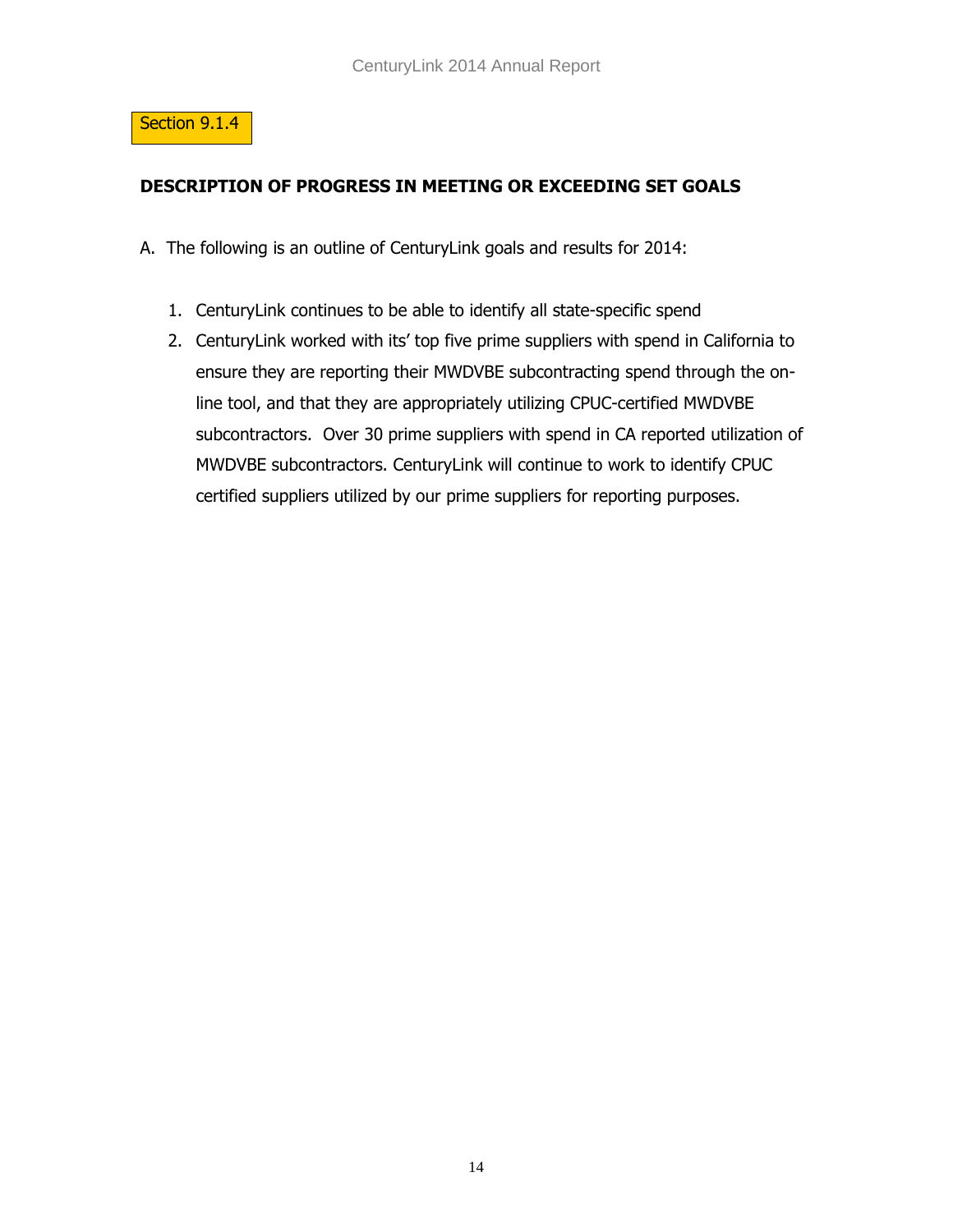Section 9.1.4

## DESCRIPTION OF PROGRESS IN MEETING OR EXCEEDING SET GOALS

A. The following is an outline of CenturyLink goals and results for 2014:

1. CenturyLink continues to be able to identify all state-specific spend
2. CenturyLink worked with its' top five prime suppliers with spend in California to ensure they are reporting their MWDVBE subcontracting spend through the on-line tool, and that they are appropriately utilizing CPUC-certified MWDVBE subcontractors. Over 30 prime suppliers with spend in CA reported utilization of MWDVBE subcontractors. CenturyLink will continue to work to identify CPUC certified suppliers utilized by our prime suppliers for reporting purposes.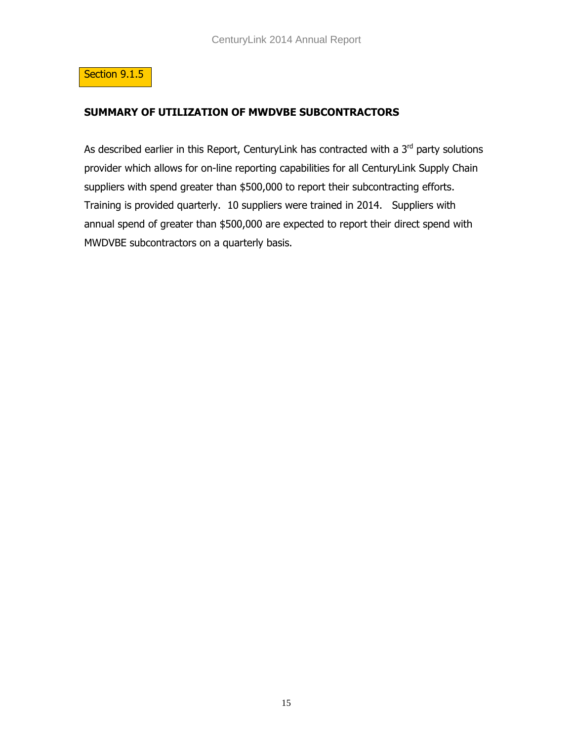Section 9.1.5

## SUMMARY OF UTILIZATION OF MWDVBE SUBCONTRACTORS

As described earlier in this Report, CenturyLink has contracted with a 3rd party solutions provider which allows for on-line reporting capabilities for all CenturyLink Supply Chain suppliers with spend greater than $500,000 to report their subcontracting efforts. Training is provided quarterly. 10 suppliers were trained in 2014. Suppliers with annual spend of greater than $500,000 are expected to report their direct spend with MWDVBE subcontractors on a quarterly basis.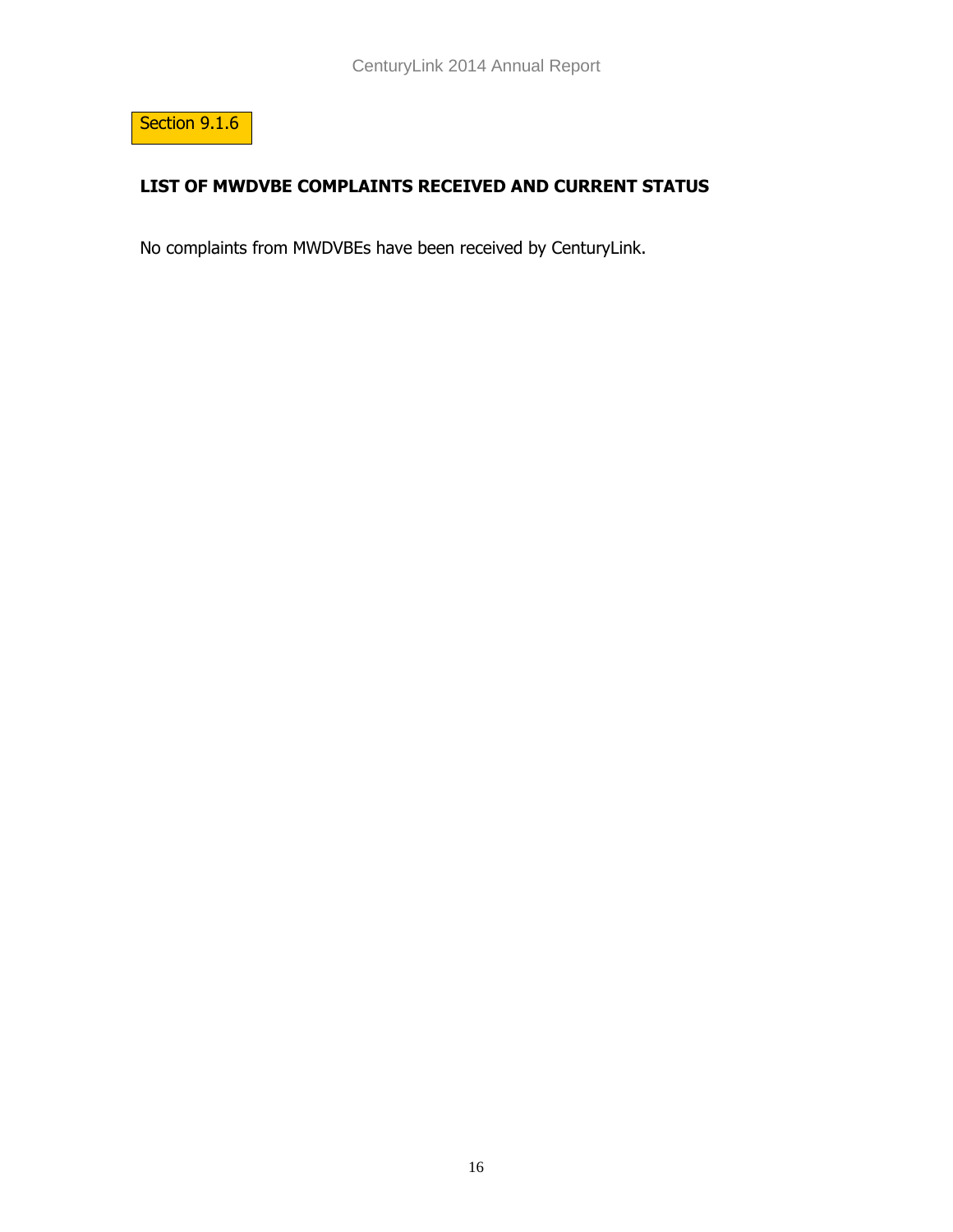Section 9.1.6

## LIST OF MWDVBE COMPLAINTS RECEIVED AND CURRENT STATUS

No complaints from MWDVBEs have been received by CenturyLink.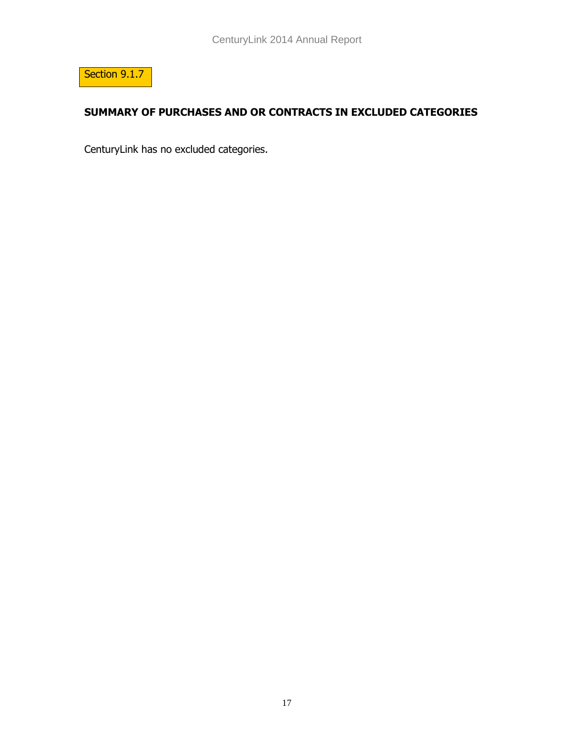Section 9.1.7

## SUMMARY OF PURCHASES AND OR CONTRACTS IN EXCLUDED CATEGORIES

CenturyLink has no excluded categories.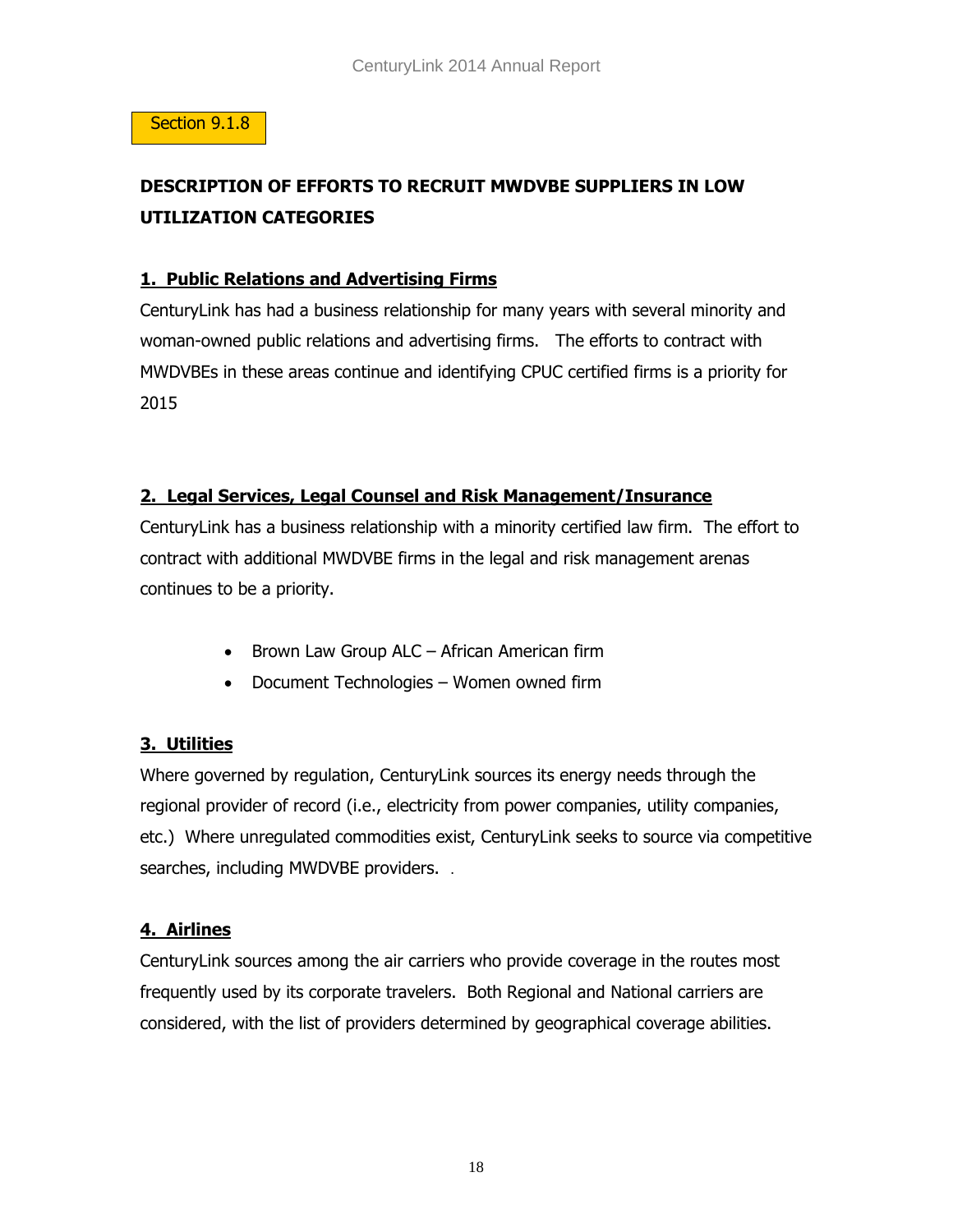Section 9.1.8

## DESCRIPTION OF EFFORTS TO RECRUIT MWDVBE SUPPLIERS IN LOW UTILIZATION CATEGORIES

### 1. Public Relations and Advertising Firms

CentURYLink has had a business relationship for many years with several minority and woman-owned public relations and advertising firms. The efforts to contract with MWDVBEs in these areas continue and identifying CPUC certified firms is a priority for 2015

### 2. Legal Services, Legal Counsel and Risk Management/Insurance

CenturyLink has a business relationship with a minority certified law firm. The effort to contract with additional MWDVBE firms in the legal and risk management arenas continues to be a priority.

- Brown Law Group ALC – African American firm
- Document Technologies – Women owned firm

### 3. Utilities

Where governed by regulation, CenturyLink sources its energy needs through the regional provider of record (i.e., electricity from power companies, utility companies, etc.) Where unregulated commodities exist, CenturyLink seeks to source via competitive searches, including MWDVBE providers. .

### 4. Airlines

CenturyLink sources among the air carriers who provide coverage in the routes most frequently used by its corporate travelers. Both Regional and National carriers are considered, with the list of providers determined by geographical coverage abilities.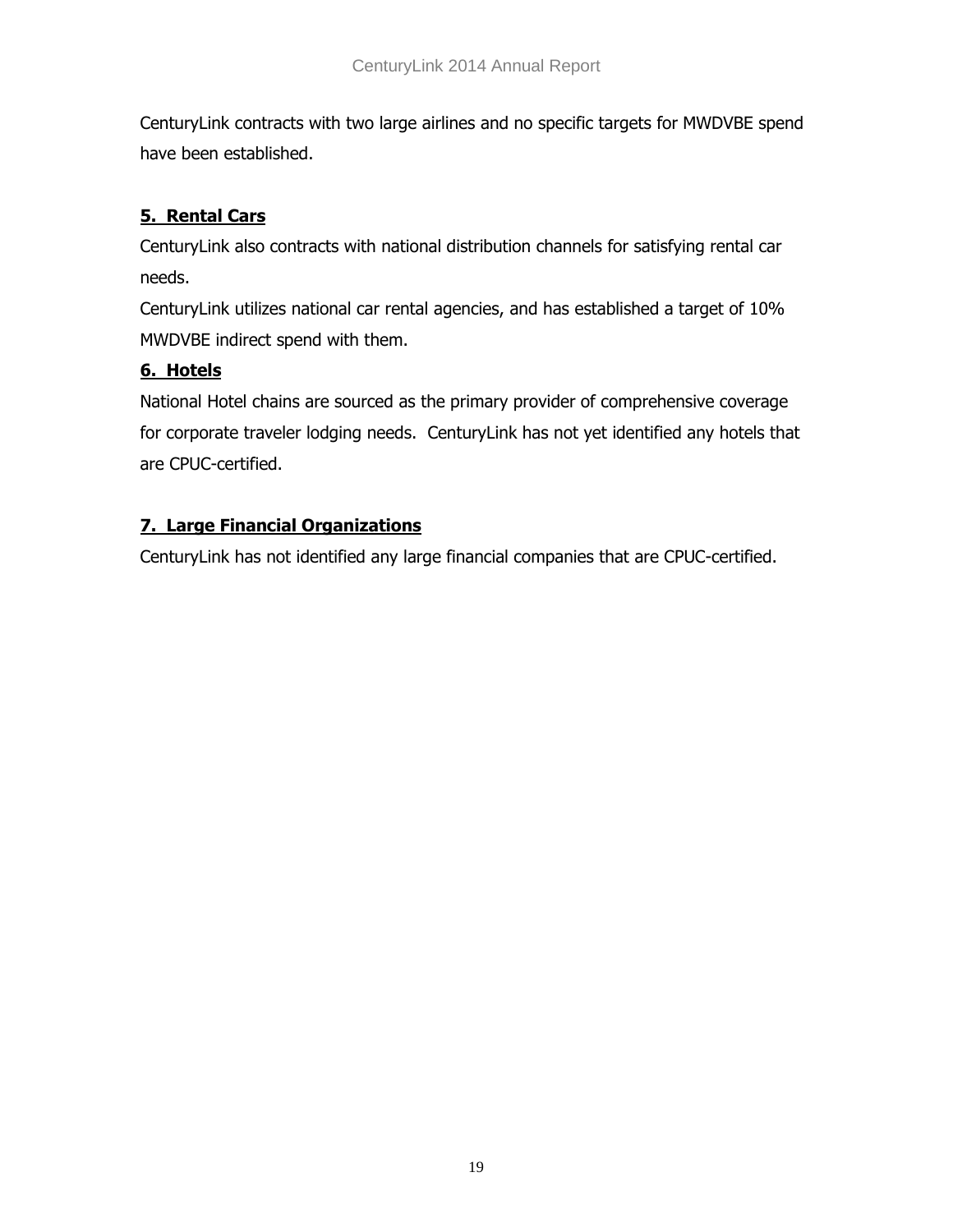CenturyLink contracts with two large airlines and no specific targets for MWDVBE spend have been established.

**5. Rental Cars**

CenturyLink also contracts with national distribution channels for satisfying rental car needs.

CenturyLink utilizes national car rental agencies, and has established a target of 10% MWDVBE indirect spend with them.

**6. Hotels**

National Hotel chains are sourced as the primary provider of comprehensive coverage for corporate traveler lodging needs. CenturyLink has not yet identified any hotels that are CPUC-certified.

**7. Large Financial Organizations**

CenturyLink has not identified any large financial companies that are CPUC-certified.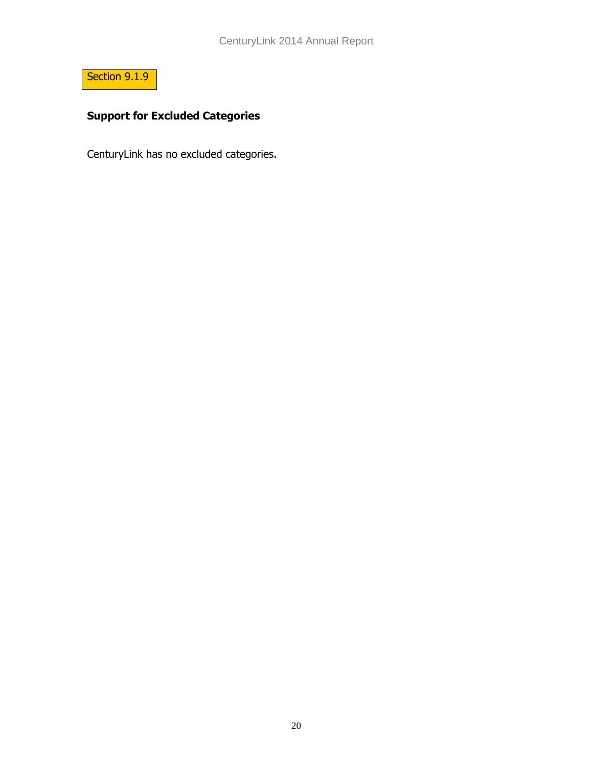Section 9.1.9

## Support for Excluded Categories

CenturyLink has no excluded categories.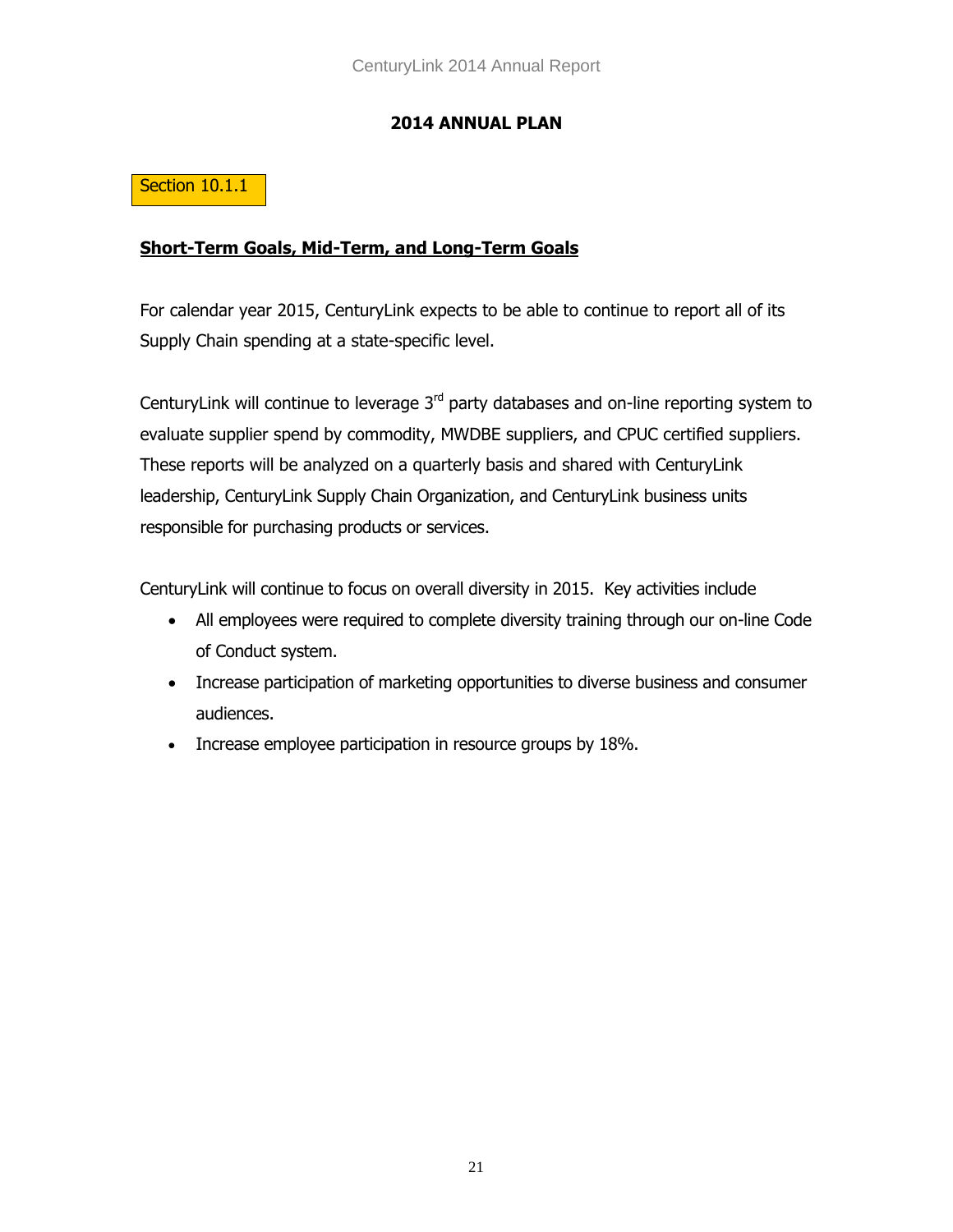## 2014 ANNUAL PLAN

Section 10.1.1

**Short-Term Goals, Mid-Term, and Long-Term Goals**

For calendar year 2015, CenturyLink expects to be able to continue to report all of its Supply Chain spending at a state-specific level.

CenturyLink will continue to leverage 3rd party databases and on-line reporting system to evaluate supplier spend by commodity, MWDBE suppliers, and CPUC certified suppliers. These reports will be analyzed on a quarterly basis and shared with CenturyLink leadership, CenturyLink Supply Chain Organization, and CenturyLink business units responsible for purchasing products or services.

CenturyLink will continue to focus on overall diversity in 2015. Key activities include

- All employees were required to complete diversity training through our on-line Code of Conduct system.
- Increase participation of marketing opportunities to diverse business and consumer audiences.
- Increase employee participation in resource groups by 18%.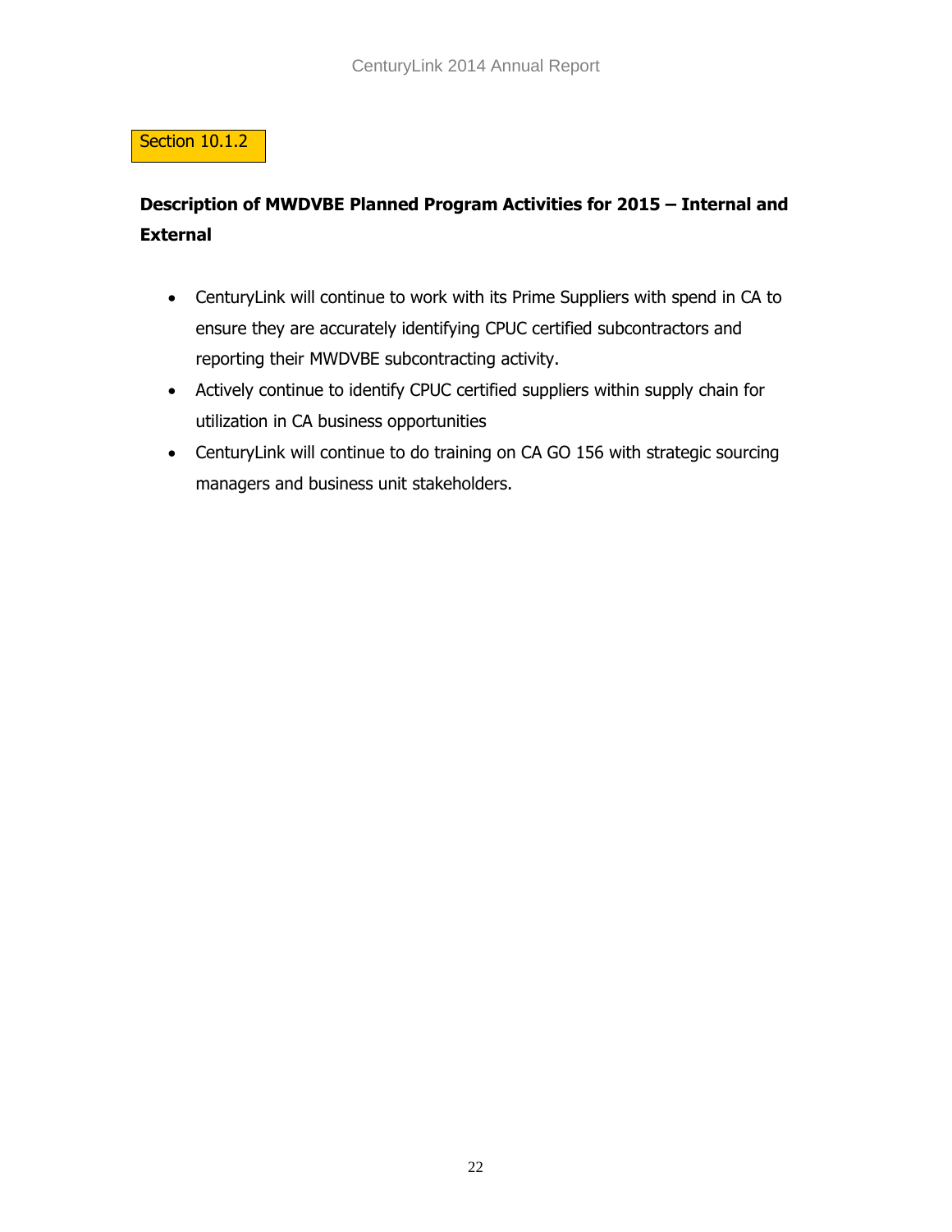Section 10.1.2

**Description of MWDVBE Planned Program Activities for 2015 – Internal and External**

- CenturyLink will continue to work with its Prime Suppliers with spend in CA to ensure they are accurately identifying CPUC certified subcontractors and reporting their MWDVBE subcontracting activity.
- Actively continue to identify CPUC certified suppliers within supply chain for utilization in CA business opportunities
- CenturyLink will continue to do training on CA GO 156 with strategic sourcing managers and business unit stakeholders.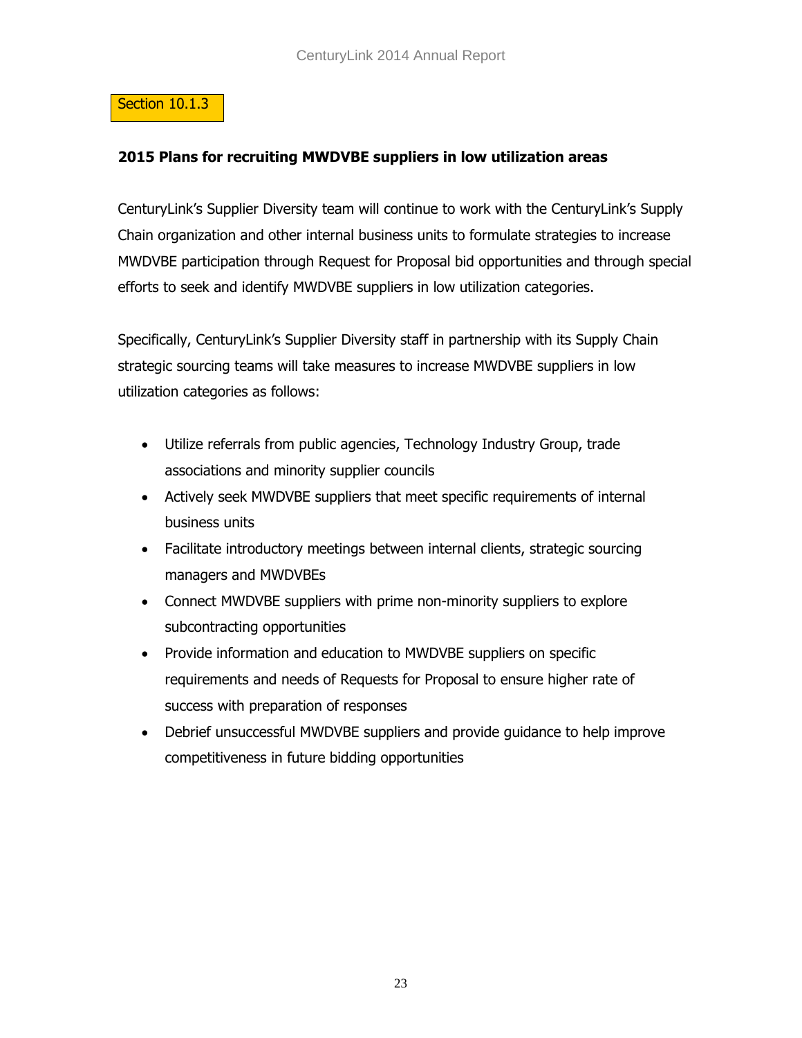Section 10.1.3

**2015 Plans for recruiting MWDVBE suppliers in low utilization areas**

CenturyLink's Supplier Diversity team will continue to work with the CenturyLink's Supply Chain organization and other internal business units to formulate strategies to increase MWDVBE participation through Request for Proposal bid opportunities and through special efforts to seek and identify MWDVBE suppliers in low utilization categories.

Specifically, CenturyLink's Supplier Diversity staff in partnership with its Supply Chain strategic sourcing teams will take measures to increase MWDVBE suppliers in low utilization categories as follows:

- Utilize referrals from public agencies, Technology Industry Group, trade associations and minority supplier councils
- Actively seek MWDVBE suppliers that meet specific requirements of internal business units
- Facilitate introductory meetings between internal clients, strategic sourcing managers and MWDVBEs
- Connect MWDVBE suppliers with prime non-minority suppliers to explore subcontracting opportunities
- Provide information and education to MWDVBE suppliers on specific requirements and needs of Requests for Proposal to ensure higher rate of success with preparation of responses
- Debrief unsuccessful MWDVBE suppliers and provide guidance to help improve competitiveness in future bidding opportunities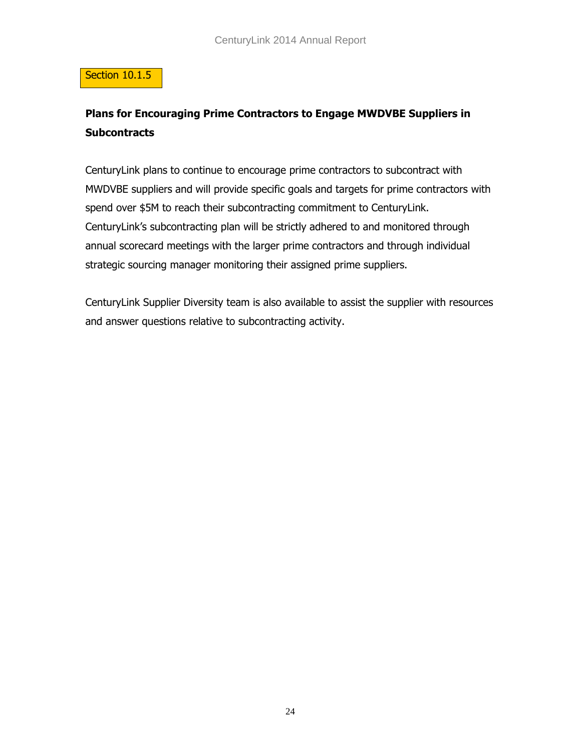Section 10.1.5

## Plans for Encouraging Prime Contractors to Engage MWDVBE Suppliers in Subcontracts

CenturyLink plans to continue to encourage prime contractors to subcontract with MWDVBE suppliers and will provide specific goals and targets for prime contractors with spend over $5M to reach their subcontracting commitment to CenturyLink. CenturyLink's subcontracting plan will be strictly adhered to and monitored through annual scorecard meetings with the larger prime contractors and through individual strategic sourcing manager monitoring their assigned prime suppliers.

CenturyLink Supplier Diversity team is also available to assist the supplier with resources and answer questions relative to subcontracting activity.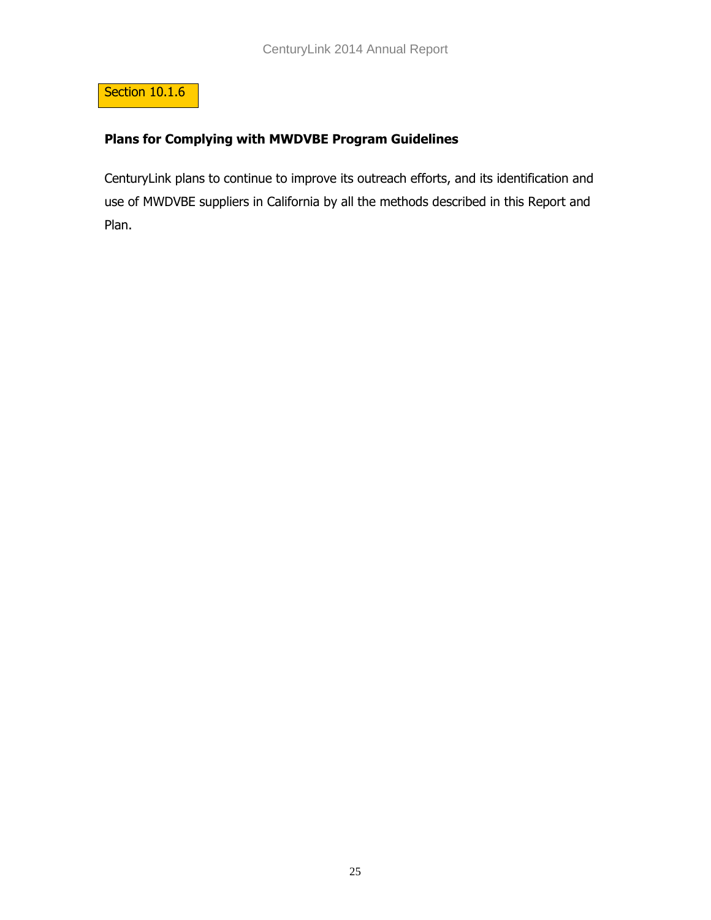Section 10.1.6

## Plans for Complying with MWDVBE Program Guidelines

CenturyLink plans to continue to improve its outreach efforts, and its identification and use of MWDVBE suppliers in California by all the methods described in this Report and Plan.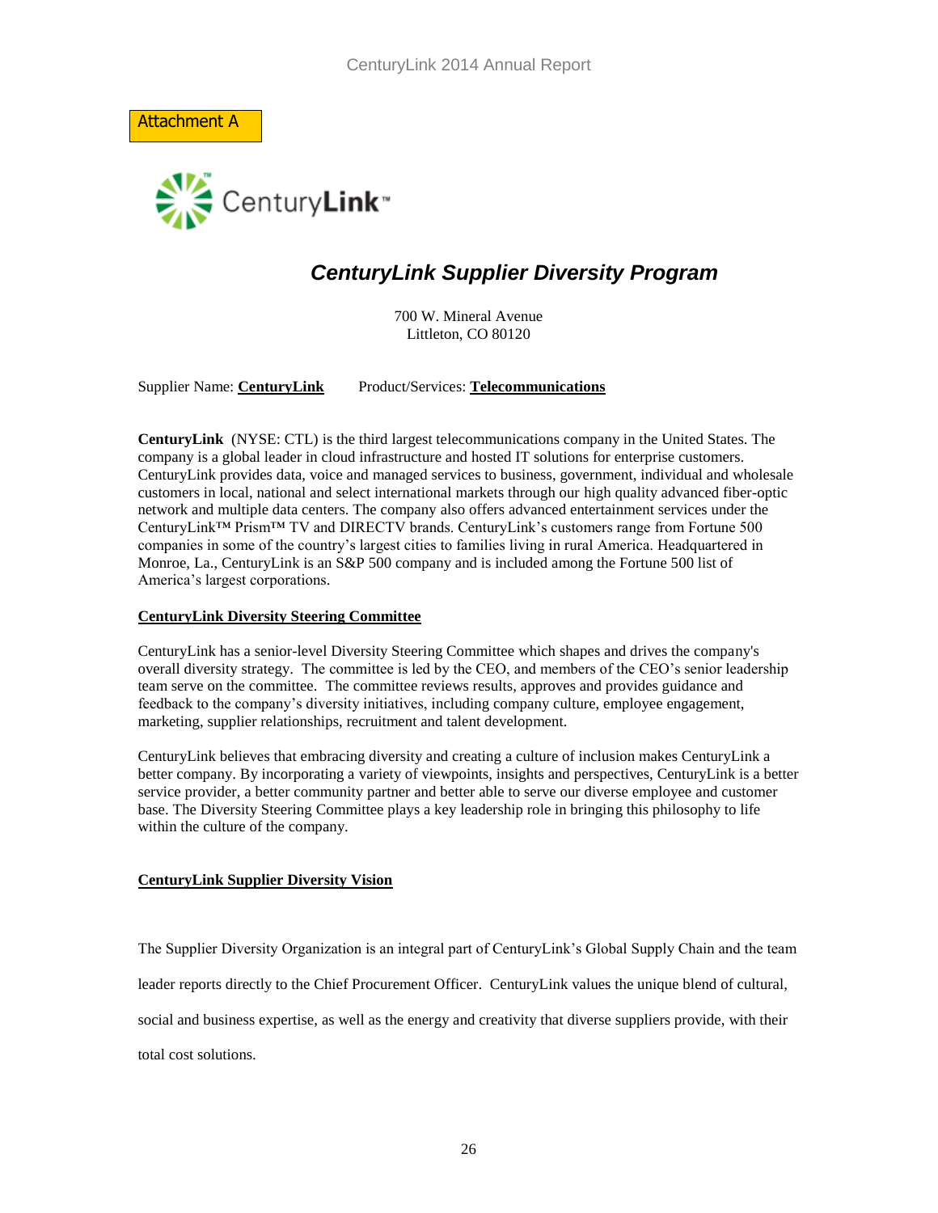Attachment A

# *CenturyLink Supplier Diversity Program*

700 W. Mineral Avenue
Littleton, CO 80120

Supplier Name: **CenturyLink** Product/Services: **Telecommunications**

**CenturyLink** (NYSE: CTL) is the third largest telecommunications company in the United States. The company is a global leader in cloud infrastructure and hosted IT solutions for enterprise customers. CenturyLink provides data, voice and managed services to business, government, individual and wholesale customers in local, national and select international markets through our high quality advanced fiber-optic network and multiple data centers. The company also offers advanced entertainment services under the CenturyLink™ Prism™ TV and DIRECTV brands. CenturyLink's customers range from Fortune 500 companies in some of the country's largest cities to families living in rural America. Headquartered in Monroe, La., CenturyLink is an S&P 500 company and is included among the Fortune 500 list of America's largest corporations.

## CenturyLink Diversity Steering Committee

CenturyLink has a senior-level Diversity Steering Committee which shapes and drives the company's overall diversity strategy. The committee is led by the CEO, and members of the CEO's senior leadership team serve on the committee. The committee reviews results, approves and provides guidance and feedback to the company's diversity initiatives, including company culture, employee engagement, marketing, supplier relationships, recruitment and talent development.

CenturyLink believes that embracing diversity and creating a culture of inclusion makes CenturyLink a better company. By incorporating a variety of viewpoints, insights and perspectives, CenturyLink is a better service provider, a better community partner and better able to serve our diverse employee and customer base. The Diversity Steering Committee plays a key leadership role in bringing this philosophy to life within the culture of the company.

## CenturyLink Supplier Diversity Vision

The Supplier Diversity Organization is an integral part of CenturyLink's Global Supply Chain and the team leader reports directly to the Chief Procurement Officer. CenturyLink values the unique blend of cultural, social and business expertise, as well as the energy and creativity that diverse suppliers provide, with their total cost solutions.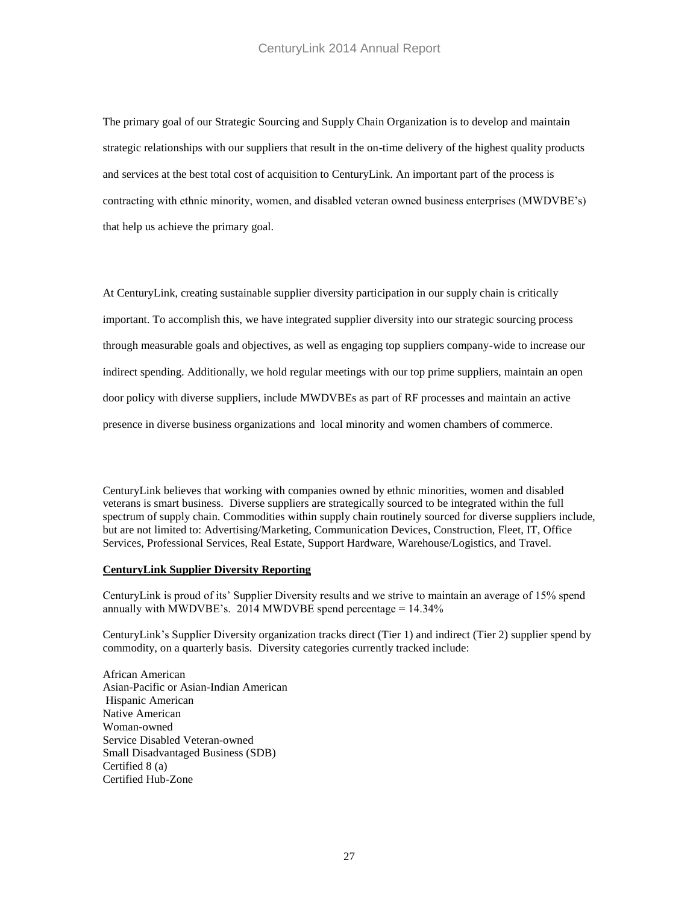The primary goal of our Strategic Sourcing and Supply Chain Organization is to develop and maintain strategic relationships with our suppliers that result in the on-time delivery of the highest quality products and services at the best total cost of acquisition to CenturyLink. An important part of the process is contracting with ethnic minority, women, and disabled veteran owned business enterprises (MWDVBE's) that help us achieve the primary goal.

At CenturyLink, creating sustainable supplier diversity participation in our supply chain is critically important. To accomplish this, we have integrated supplier diversity into our strategic sourcing process through measurable goals and objectives, as well as engaging top suppliers company-wide to increase our indirect spending. Additionally, we hold regular meetings with our top prime suppliers, maintain an open door policy with diverse suppliers, include MWDVBEs as part of RF processes and maintain an active presence in diverse business organizations and local minority and women chambers of commerce.

CenturyLink believes that working with companies owned by ethnic minorities, women and disabled veterans is smart business. Diverse suppliers are strategically sourced to be integrated within the full spectrum of supply chain. Commodities within supply chain routinely sourced for diverse suppliers include, but are not limited to: Advertising/Marketing, Communication Devices, Construction, Fleet, IT, Office Services, Professional Services, Real Estate, Support Hardware, Warehouse/Logistics, and Travel.

**CenturyLink Supplier Diversity Reporting**

CenturyLink is proud of its' Supplier Diversity results and we strive to maintain an average of 15% spend annually with MWDVBE's. 2014 MWDVBE spend percentage = 14.34%

CenturyLink's Supplier Diversity organization tracks direct (Tier 1) and indirect (Tier 2) supplier spend by commodity, on a quarterly basis. Diversity categories currently tracked include:

African American
Asian-Pacific or Asian-Indian American
Hispanic American
Native American
Woman-owned
Service Disabled Veteran-owned
Small Disadvantaged Business (SDB)
Certified 8 (a)
Certified Hub-Zone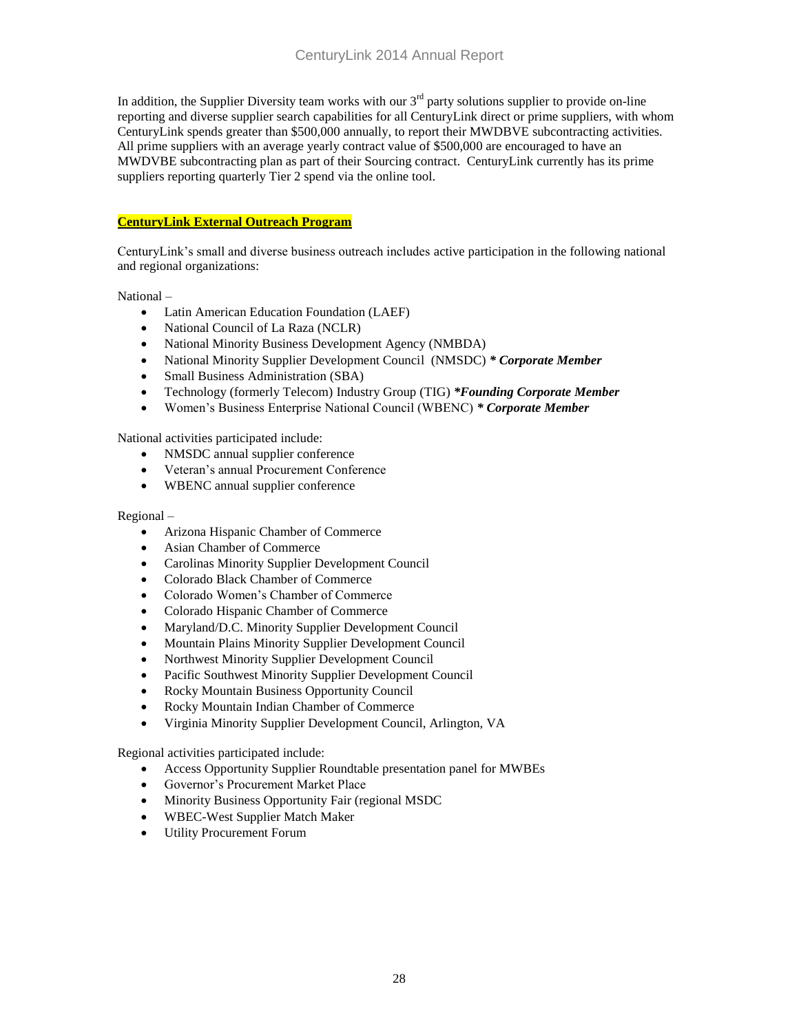In addition, the Supplier Diversity team works with our 3rd party solutions supplier to provide on-line reporting and diverse supplier search capabilities for all CenturyLink direct or prime suppliers, with whom CenturyLink spends greater than $500,000 annually, to report their MWDBVE subcontracting activities. All prime suppliers with an average yearly contract value of $500,000 are encouraged to have an MWDVBE subcontracting plan as part of their Sourcing contract. CenturyLink currently has its prime suppliers reporting quarterly Tier 2 spend via the online tool.

**CenturyLink External Outreach Program**

CenturyLink's small and diverse business outreach includes active participation in the following national and regional organizations:

National –

- Latin American Education Foundation (LAEF)
- National Council of La Raza (NCLR)
- National Minority Business Development Agency (NMBDA)
- National Minority Supplier Development Council (NMSDC) ***\* Corporate Member***
- Small Business Administration (SBA)
- Technology (formerly Telecom) Industry Group (TIG) ***\*Founding Corporate Member***
- Women's Business Enterprise National Council (WBENC) ***\* Corporate Member***

National activities participated include:

- NMSDC annual supplier conference
- Veteran's annual Procurement Conference
- WBENC annual supplier conference

Regional –

- Arizona Hispanic Chamber of Commerce
- Asian Chamber of Commerce
- Carolinas Minority Supplier Development Council
- Colorado Black Chamber of Commerce
- Colorado Women's Chamber of Commerce
- Colorado Hispanic Chamber of Commerce
- Maryland/D.C. Minority Supplier Development Council
- Mountain Plains Minority Supplier Development Council
- Northwest Minority Supplier Development Council
- Pacific Southwest Minority Supplier Development Council
- Rocky Mountain Business Opportunity Council
- Rocky Mountain Indian Chamber of Commerce
- Virginia Minority Supplier Development Council, Arlington, VA

Regional activities participated include:

- Access Opportunity Supplier Roundtable presentation panel for MWBEs
- Governor's Procurement Market Place
- Minority Business Opportunity Fair (regional MSDC
- WBEC-West Supplier Match Maker
- Utility Procurement Forum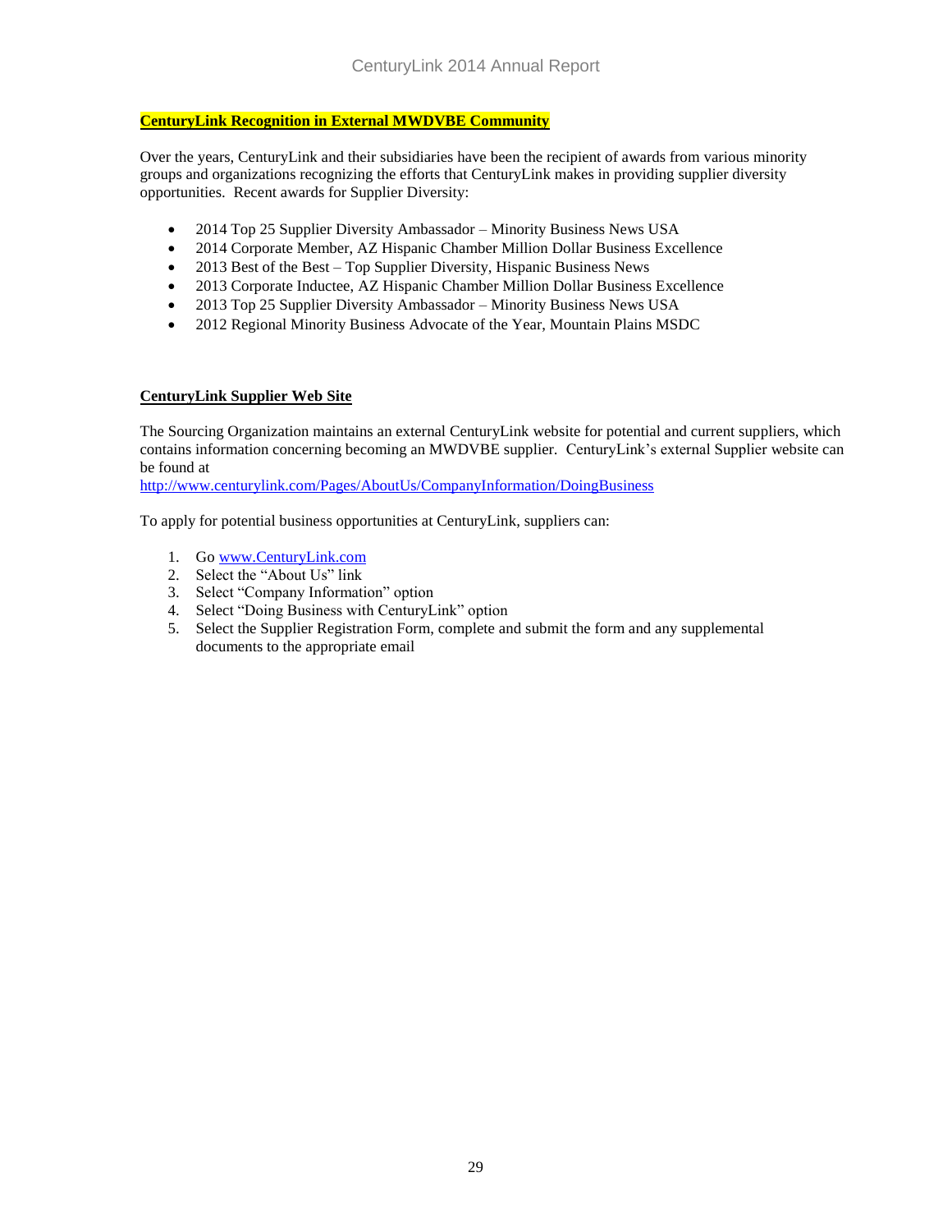**CenturyLink Recognition in External MWDVBE Community**

Over the years, CenturyLink and their subsidiaries have been the recipient of awards from various minority groups and organizations recognizing the efforts that CenturyLink makes in providing supplier diversity opportunities. Recent awards for Supplier Diversity:

- 2014 Top 25 Supplier Diversity Ambassador – Minority Business News USA
- 2014 Corporate Member, AZ Hispanic Chamber Million Dollar Business Excellence
- 2013 Best of the Best – Top Supplier Diversity, Hispanic Business News
- 2013 Corporate Inductee, AZ Hispanic Chamber Million Dollar Business Excellence
- 2013 Top 25 Supplier Diversity Ambassador – Minority Business News USA
- 2012 Regional Minority Business Advocate of the Year, Mountain Plains MSDC

**CenturyLink Supplier Web Site**

The Sourcing Organization maintains an external CenturyLink website for potential and current suppliers, which contains information concerning becoming an MWDVBE supplier. CenturyLink's external Supplier website can be found at
http://www.centurylink.com/Pages/AboutUs/CompanyInformation/DoingBusiness

To apply for potential business opportunities at CenturyLink, suppliers can:

1. Go www.CenturyLink.com
2. Select the "About Us" link
3. Select "Company Information" option
4. Select "Doing Business with CenturyLink" option
5. Select the Supplier Registration Form, complete and submit the form and any supplemental documents to the appropriate email